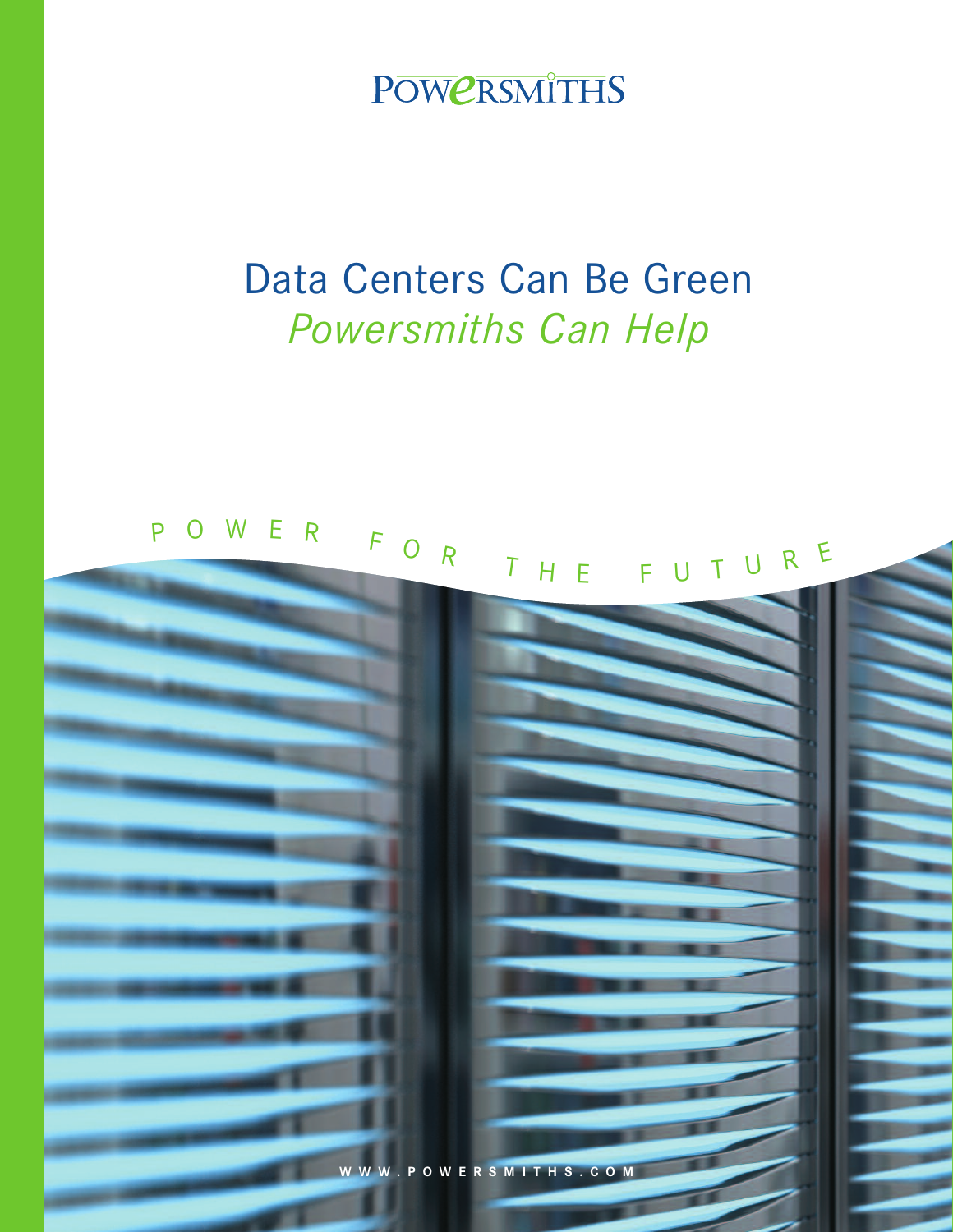POWERSMITHS

# Data Centers Can Be Green

## *Powersmiths Can Help*

POWER FOR THE FUTURE

WWW.POWERSMITHS.COM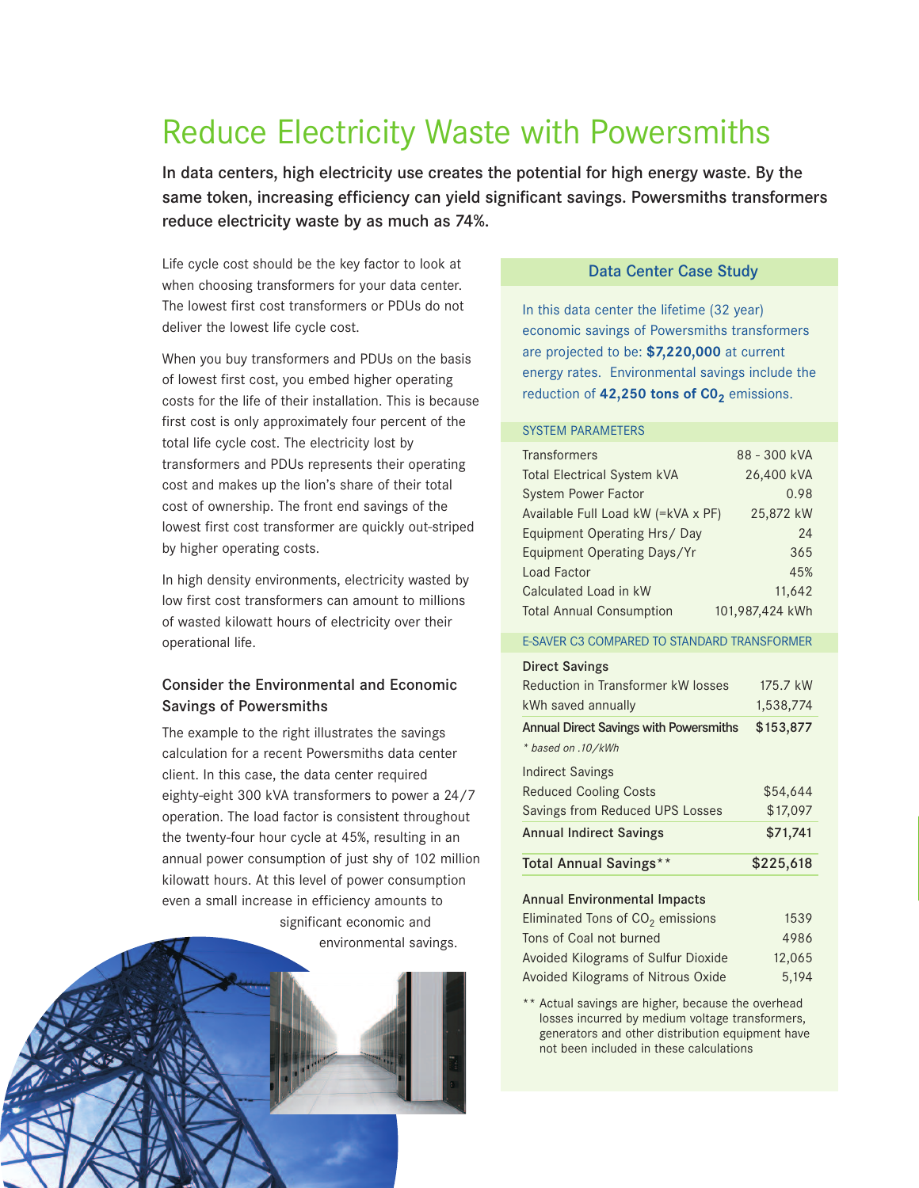# Reduce Electricity Waste with Powersmiths

**In data centers, high electricity use creates the potential for high energy waste. By the same token, increasing efficiency can yield significant savings. Powersmiths transformers reduce electricity waste by as much as 74%.**

Life cycle cost should be the key factor to look at when choosing transformers for your data center. The lowest first cost transformers or PDUs do not deliver the lowest life cycle cost.

When you buy transformers and PDUs on the basis of lowest first cost, you embed higher operating costs for the life of their installation. This is because first cost is only approximately four percent of the total life cycle cost. The electricity lost by transformers and PDUs represents their operating cost and makes up the lion's share of their total cost of ownership. The front end savings of the lowest first cost transformer are quickly out-striped by higher operating costs.

In high density environments, electricity wasted by low first cost transformers can amount to millions of wasted kilowatt hours of electricity over their operational life.

### Consider the Environmental and Economic Savings of Powersmiths

The example to the right illustrates the savings calculation for a recent Powersmiths data center client. In this case, the data center required eighty-eight 300 kVA transformers to power a 24/7 operation. The load factor is consistent throughout the twenty-four hour cycle at 45%, resulting in an annual power consumption of just shy of 102 million kilowatt hours. At this level of power consumption even a small increase in efficiency amounts to significant economic and environmental savings.

## Data Center Case Study

In this data center the lifetime (32 year) economic savings of Powersmiths transformers are projected to be: **$7,220,000** at current energy rates. Environmental savings include the reduction of **42,250 tons of $CO_2$** emissions.

| SYSTEM PARAMETERS | |
|---|---|
| Transformers | 88 - 300 kVA |
| Total Electrical System kVA | 26,400 kVA |
| System Power Factor | 0.98 |
| Available Full Load kW (=kVA x PF) | 25,872 kW |
| Equipment Operating Hrs/ Day | 24 |
| Equipment Operating Days/Yr | 365 |
| Load Factor | 45% |
| Calculated Load in kW | 11,642 |
| Total Annual Consumption | 101,987,424 kWh |

| E-SAVER C3 COMPARED TO STANDARD TRANSFORMER | |
|---|---|
| **Direct Savings** | |
| Reduction in Transformer kW losses | 175.7 kW |
| kWh saved annually | 1,538,774 |
| **Annual Direct Savings with Powersmiths** | **$153,877** |
| *\* based on .10/kWh* | |
| Indirect Savings | |
| Reduced Cooling Costs | $54,644 |
| Savings from Reduced UPS Losses | $17,097 |
| **Annual Indirect Savings** | **$71,741** |
| **Total Annual Savings\*\*** | **$225,618** |
| **Annual Environmental Impacts** | |
| Eliminated Tons of $CO_2$ emissions | 1539 |
| Tons of Coal not burned | 4986 |
| Avoided Kilograms of Sulfur Dioxide | 12,065 |
| Avoided Kilograms of Nitrous Oxide | 5,194 |

** Actual savings are higher, because the overhead losses incurred by medium voltage transformers, generators and other distribution equipment have not been included in these calculations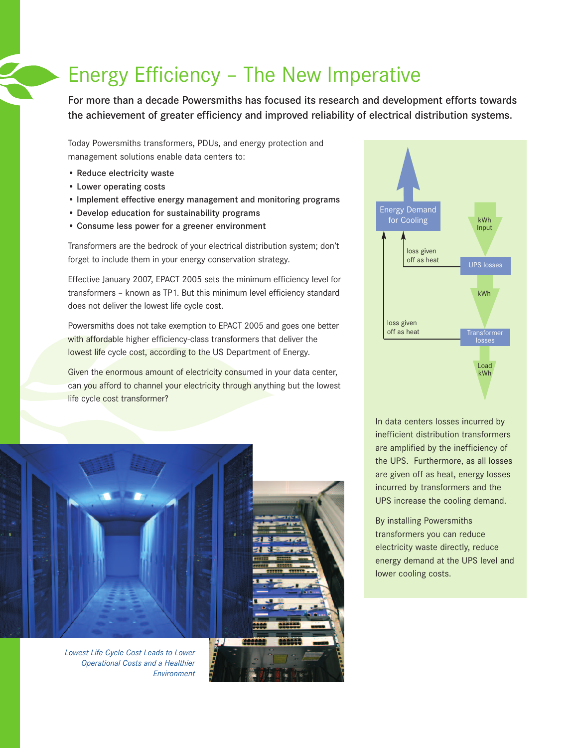# Energy Efficiency – The New Imperative

**For more than a decade Powersmiths has focused its research and development efforts towards the achievement of greater efficiency and improved reliability of electrical distribution systems.**

Today Powersmiths transformers, PDUs, and energy protection and management solutions enable data centers to:

- Reduce electricity waste
- Lower operating costs
- Implement effective energy management and monitoring programs
- Develop education for sustainability programs
- Consume less power for a greener environment

Transformers are the bedrock of your electrical distribution system; don't forget to include them in your energy conservation strategy.

Effective January 2007, EPACT 2005 sets the minimum efficiency level for transformers – known as TP1. But this minimum level efficiency standard does not deliver the lowest life cycle cost.

Powersmiths does not take exemption to EPACT 2005 and goes one better with affordable higher efficiency-class transformers that deliver the lowest life cycle cost, according to the US Department of Energy.

Given the enormous amount of electricity consumed in your data center, can you afford to channel your electricity through anything but the lowest life cycle cost transformer?

Energy Demand for Cooling
kWh Input
loss given off as heat
UPS losses
kWh
loss given off as heat
Transformer losses
Load kWh

In data centers losses incurred by inefficient distribution transformers are amplified by the inefficiency of the UPS. Furthermore, as all losses are given off as heat, energy losses incurred by transformers and the UPS increase the cooling demand.

By installing Powersmiths transformers you can reduce electricity waste directly, reduce energy demand at the UPS level and lower cooling costs.

*Lowest Life Cycle Cost Leads to Lower Operational Costs and a Healthier Environment*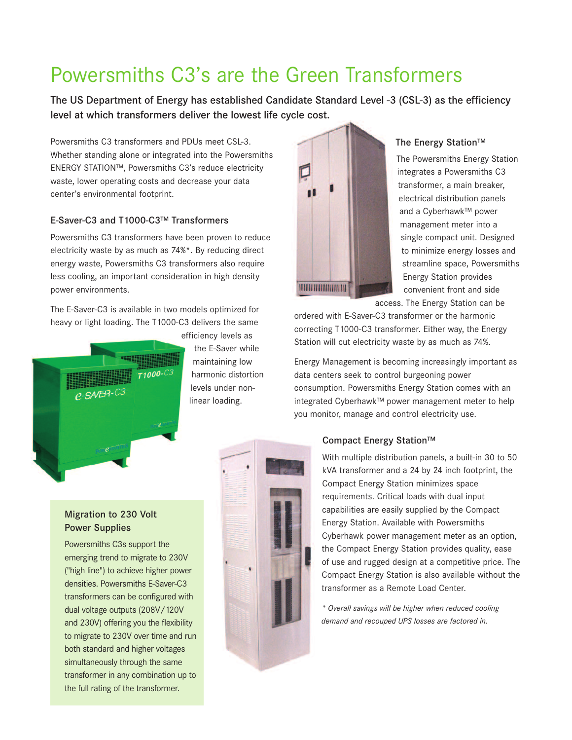# Powersmiths C3's are the Green Transformers

**The US Department of Energy has established Candidate Standard Level -3 (CSL-3) as the efficiency level at which transformers deliver the lowest life cycle cost.**

Powersmiths C3 transformers and PDUs meet CSL-3. Whether standing alone or integrated into the Powersmiths ENERGY STATION™, Powersmiths C3's reduce electricity waste, lower operating costs and decrease your data center's environmental footprint.

### E-Saver-C3 and T1000-C3™ Transformers

Powersmiths C3 transformers have been proven to reduce electricity waste by as much as 74%*. By reducing direct energy waste, Powersmiths C3 transformers also require less cooling, an important consideration in high density power environments.

The E-Saver-C3 is available in two models optimized for heavy or light loading. The T1000-C3 delivers the same efficiency levels as the E-Saver while maintaining low harmonic distortion levels under non-linear loading.

### Migration to 230 Volt Power Supplies

Powersmiths C3s support the emerging trend to migrate to 230V ("high line") to achieve higher power densities. Powersmiths E-Saver-C3 transformers can be configured with dual voltage outputs (208V/120V and 230V) offering you the flexibility to migrate to 230V over time and run both standard and higher voltages simultaneously through the same transformer in any combination up to the full rating of the transformer.

### The Energy Station™

The Powersmiths Energy Station integrates a Powersmiths C3 transformer, a main breaker, electrical distribution panels and a Cyberhawk™ power management meter into a single compact unit. Designed to minimize energy losses and streamline space, Powersmiths Energy Station provides convenient front and side access. The Energy Station can be ordered with E-Saver-C3 transformer or the harmonic correcting T1000-C3 transformer. Either way, the Energy Station will cut electricity waste by as much as 74%.

Energy Management is becoming increasingly important as data centers seek to control burgeoning power consumption. Powersmiths Energy Station comes with an integrated Cyberhawk™ power management meter to help you monitor, manage and control electricity use.

### Compact Energy Station™

With multiple distribution panels, a built-in 30 to 50 kVA transformer and a 24 by 24 inch footprint, the Compact Energy Station minimizes space requirements. Critical loads with dual input capabilities are easily supplied by the Compact Energy Station. Available with Powersmiths Cyberhawk power management meter as an option, the Compact Energy Station provides quality, ease of use and rugged design at a competitive price. The Compact Energy Station is also available without the transformer as a Remote Load Center.

*\* Overall savings will be higher when reduced cooling demand and recouped UPS losses are factored in.*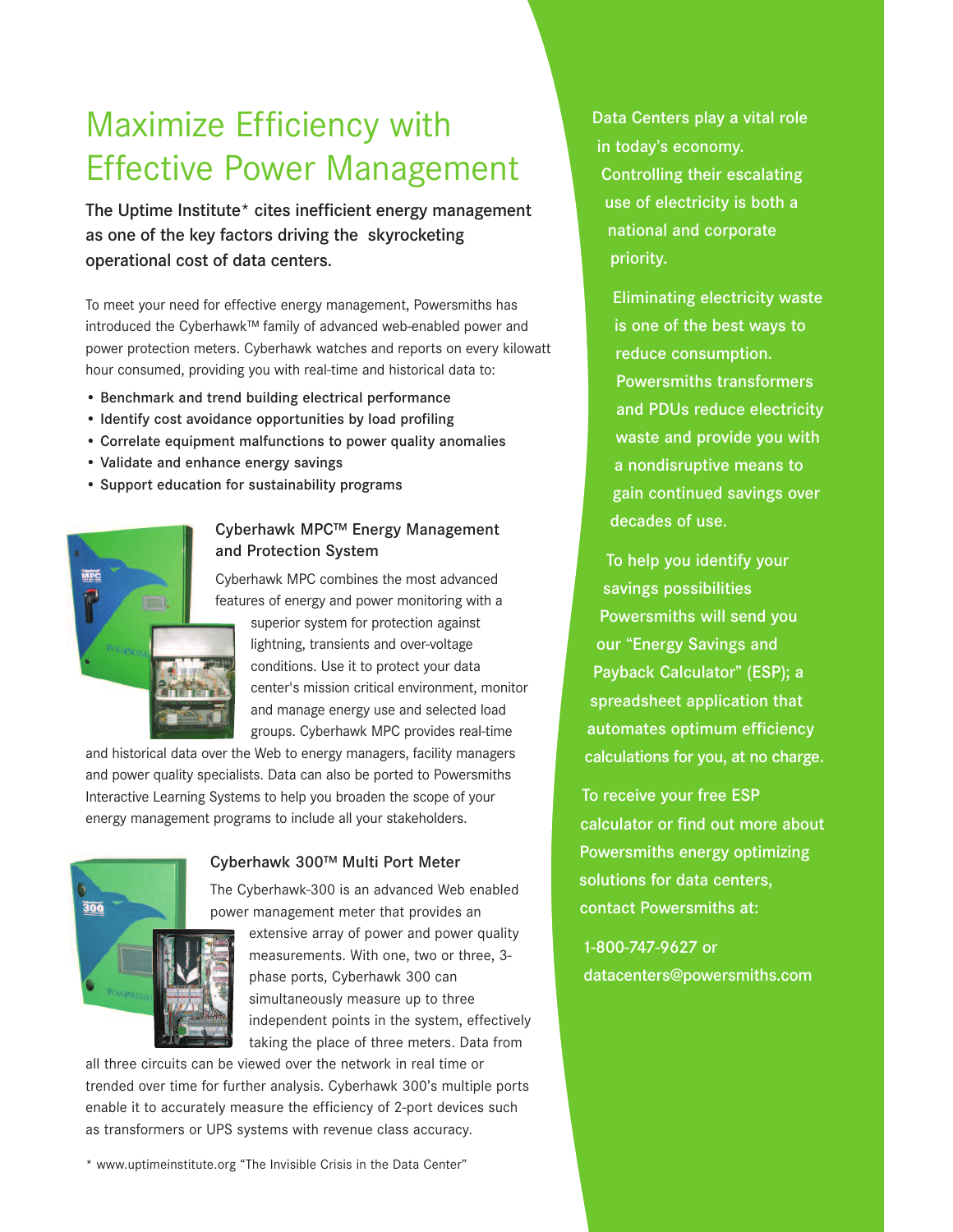# Maximize Efficiency with Effective Power Management

**The Uptime Institute* cites inefficient energy management as one of the key factors driving the skyrocketing operational cost of data centers.**

To meet your need for effective energy management, Powersmiths has introduced the Cyberhawk™ family of advanced web-enabled power and power protection meters. Cyberhawk watches and reports on every kilowatt hour consumed, providing you with real-time and historical data to:

- Benchmark and trend building electrical performance
- Identify cost avoidance opportunities by load profiling
- Correlate equipment malfunctions to power quality anomalies
- Validate and enhance energy savings
- Support education for sustainability programs

### Cyberhawk MPC™ Energy Management and Protection System

Cyberhawk MPC combines the most advanced features of energy and power monitoring with a superior system for protection against lightning, transients and over-voltage conditions. Use it to protect your data center's mission critical environment, monitor and manage energy use and selected load groups. Cyberhawk MPC provides real-time and historical data over the Web to energy managers, facility managers and power quality specialists. Data can also be ported to Powersmiths Interactive Learning Systems to help you broaden the scope of your energy management programs to include all your stakeholders.

### Cyberhawk 300™ Multi Port Meter

The Cyberhawk-300 is an advanced Web enabled power management meter that provides an extensive array of power and power quality measurements. With one, two or three, 3-phase ports, Cyberhawk 300 can simultaneously measure up to three independent points in the system, effectively taking the place of three meters. Data from all three circuits can be viewed over the network in real time or trended over time for further analysis. Cyberhawk 300's multiple ports enable it to accurately measure the efficiency of 2-port devices such as transformers or UPS systems with revenue class accuracy.

\* www.uptimeinstitute.org "The Invisible Crisis in the Data Center"

Data Centers play a vital role in today's economy. Controlling their escalating use of electricity is both a national and corporate priority.

Eliminating electricity waste is one of the best ways to reduce consumption. Powersmiths transformers and PDUs reduce electricity waste and provide you with a nondisruptive means to gain continued savings over decades of use.

To help you identify your savings possibilities Powersmiths will send you our "Energy Savings and Payback Calculator" (ESP); a spreadsheet application that automates optimum efficiency calculations for you, at no charge.

To receive your free ESP calculator or find out more about Powersmiths energy optimizing solutions for data centers, contact Powersmiths at:

1-800-747-9627 or
datacenters@powersmiths.com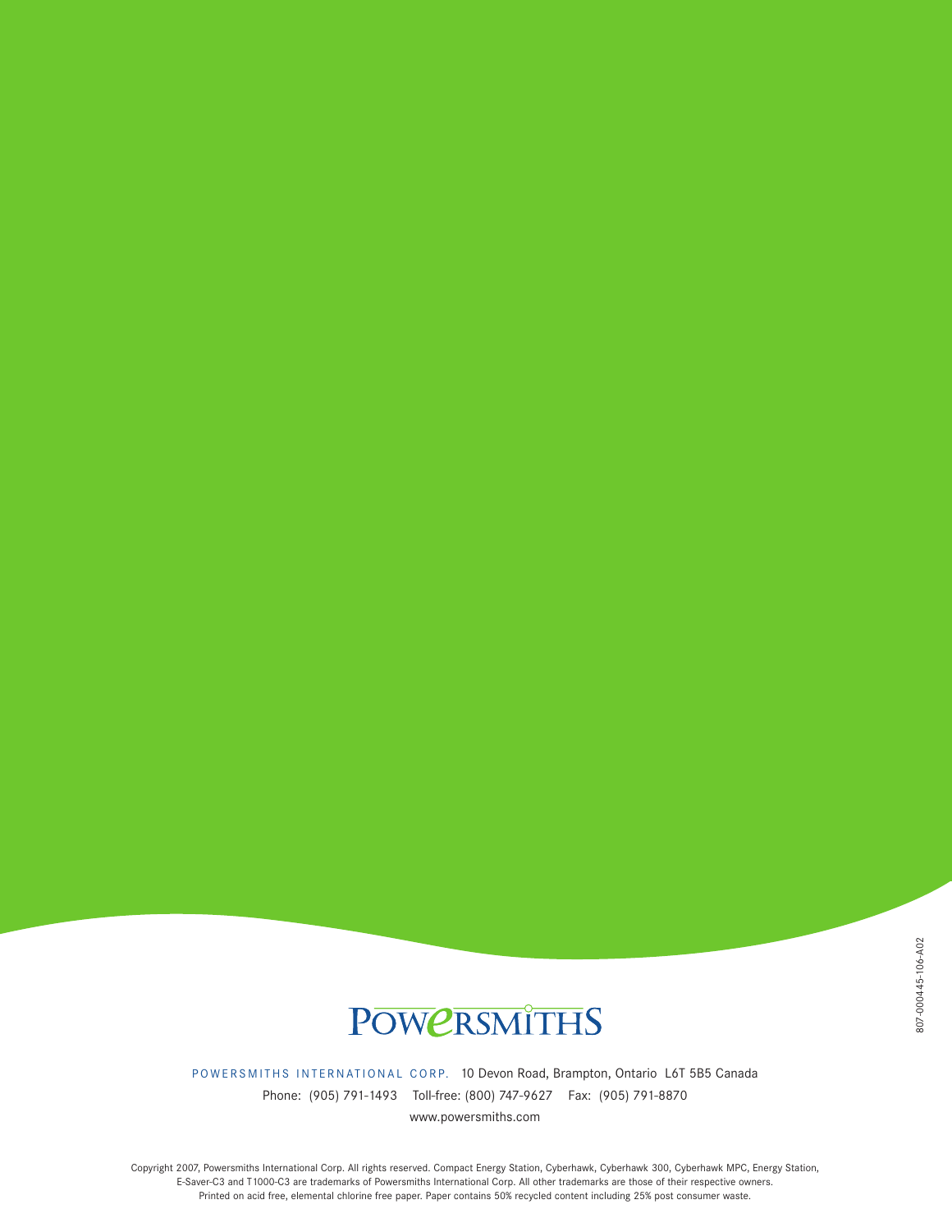POWERSMITHS

POWERSMITHS INTERNATIONAL CORP. 10 Devon Road, Brampton, Ontario L6T 5B5 Canada

Phone: (905) 791-1493 Toll-free: (800) 747-9627 Fax: (905) 791-8870

www.powersmiths.com

Copyright 2007, Powersmiths International Corp. All rights reserved. Compact Energy Station, Cyberhawk, Cyberhawk 300, Cyberhawk MPC, Energy Station, E-Saver-C3 and T1000-C3 are trademarks of Powersmiths International Corp. All other trademarks are those of their respective owners. Printed on acid free, elemental chlorine free paper. Paper contains 50% recycled content including 25% post consumer waste.

807-000445-106-A02